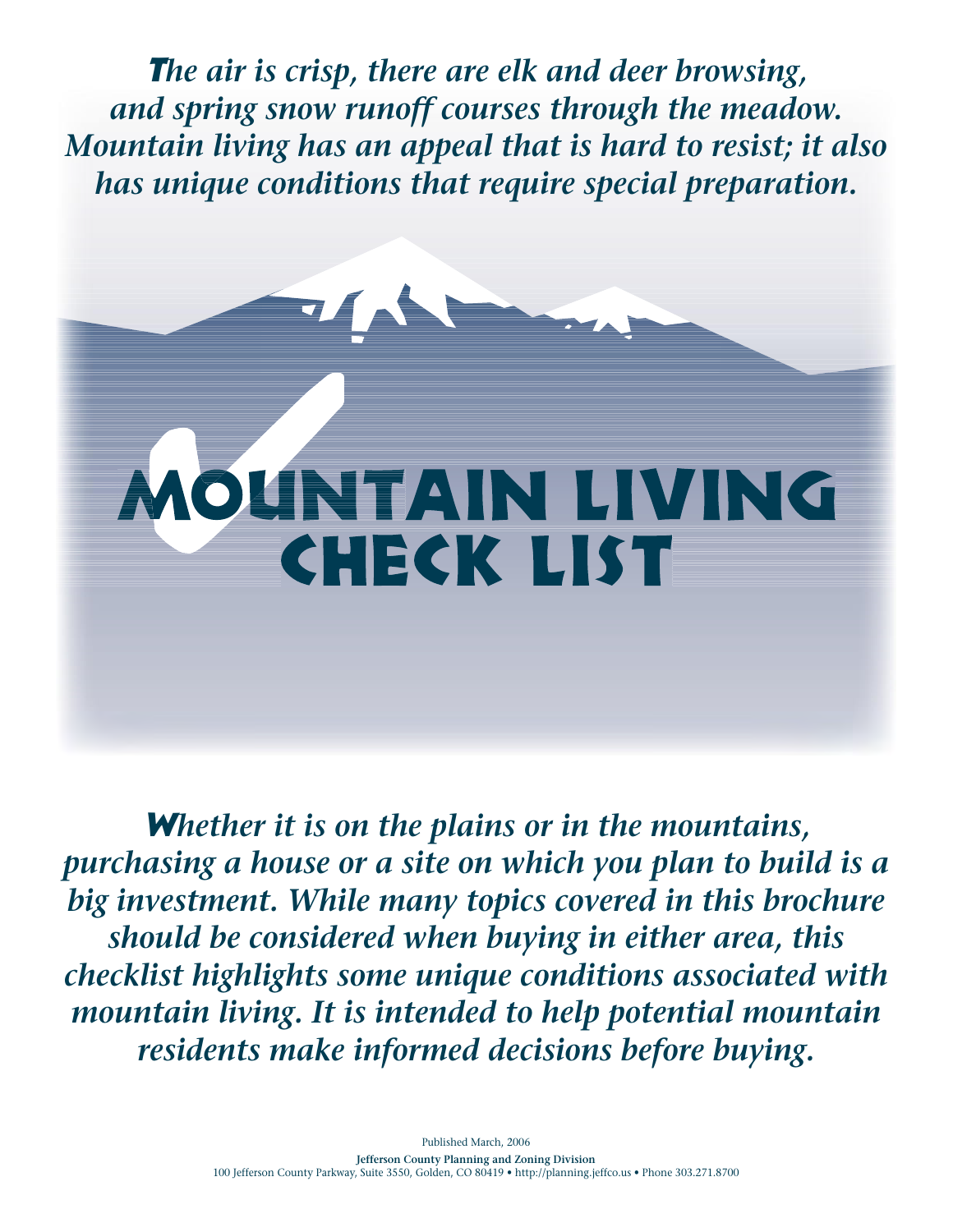*The air is crisp, there are elk and deer browsing, and spring snow runoff courses through the meadow. Mountain living has an appeal that is hard to resist; it also has unique conditions that require special preparation.*

# Mountain Living Check List

*Whether it is on the plains or in the mountains, purchasing a house or a site on which you plan to build is a big investment. While many topics covered in this brochure should be considered when buying in either area, this checklist highlights some unique conditions associated with mountain living. It is intended to help potential mountain residents make informed decisions before buying.*

Published March, 2006

**Jefferson County Planning and Zoning Division**

100 Jefferson County Parkway, Suite 3550, Golden, CO 80419 • http://planning.jeffco.us • Phone 303.271.8700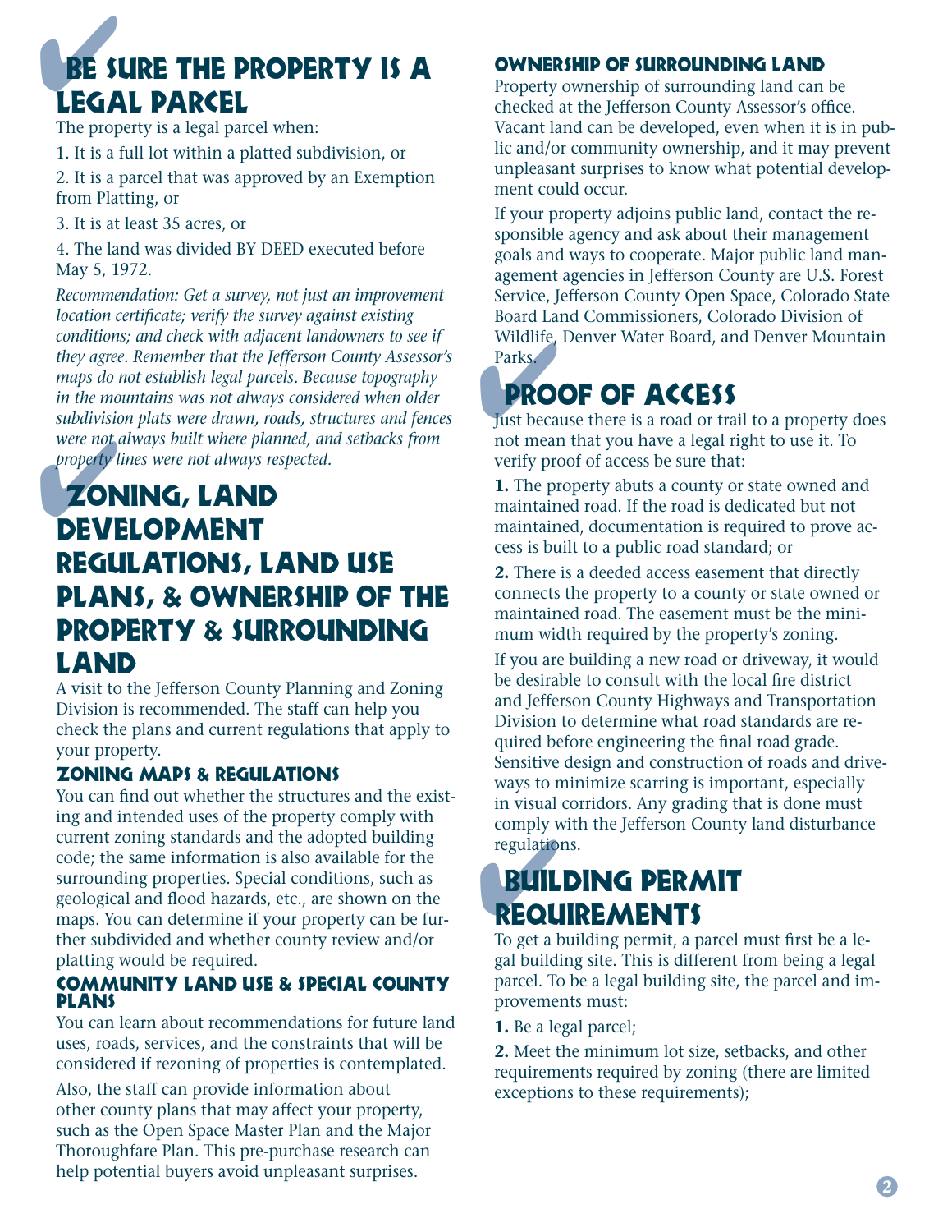## Be Sure the Property is a Legal Parcel

The property is a legal parcel when:

1. It is a full lot within a platted subdivision, or
2. It is a parcel that was approved by an Exemption from Platting, or
3. It is at least 35 acres, or
4. The land was divided BY DEED executed before May 5, 1972.

*Recommendation: Get a survey, not just an improvement location certificate; verify the survey against existing conditions; and check with adjacent landowners to see if they agree. Remember that the Jefferson County Assessor's maps do not establish legal parcels. Because topography in the mountains was not always considered when older subdivision plats were drawn, roads, structures and fences were not always built where planned, and setbacks from property lines were not always respected.*

## Zoning, Land Development Regulations, Land Use Plans, & Ownership of the Property & Surrounding Land

A visit to the Jefferson County Planning and Zoning Division is recommended. The staff can help you check the plans and current regulations that apply to your property.

### Zoning Maps & Regulations

You can find out whether the structures and the existing and intended uses of the property comply with current zoning standards and the adopted building code; the same information is also available for the surrounding properties. Special conditions, such as geological and flood hazards, etc., are shown on the maps. You can determine if your property can be further subdivided and whether county review and/or platting would be required.

### Community Land Use & Special County Plans

You can learn about recommendations for future land uses, roads, services, and the constraints that will be considered if rezoning of properties is contemplated.

Also, the staff can provide information about other county plans that may affect your property, such as the Open Space Master Plan and the Major Thoroughfare Plan. This pre-purchase research can help potential buyers avoid unpleasant surprises.

### Ownership of Surrounding Land

Property ownership of surrounding land can be checked at the Jefferson County Assessor's office. Vacant land can be developed, even when it is in public and/or community ownership, and it may prevent unpleasant surprises to know what potential development could occur.

If your property adjoins public land, contact the responsible agency and ask about their management goals and ways to cooperate. Major public land management agencies in Jefferson County are U.S. Forest Service, Jefferson County Open Space, Colorado State Board Land Commissioners, Colorado Division of Wildlife, Denver Water Board, and Denver Mountain Parks.

## Proof of Access

Just because there is a road or trail to a property does not mean that you have a legal right to use it. To verify proof of access be sure that:

**1.** The property abuts a county or state owned and maintained road. If the road is dedicated but not maintained, documentation is required to prove access is built to a public road standard; or

**2.** There is a deeded access easement that directly connects the property to a county or state owned or maintained road. The easement must be the minimum width required by the property's zoning.

If you are building a new road or driveway, it would be desirable to consult with the local fire district and Jefferson County Highways and Transportation Division to determine what road standards are required before engineering the final road grade. Sensitive design and construction of roads and driveways to minimize scarring is important, especially in visual corridors. Any grading that is done must comply with the Jefferson County land disturbance regulations.

## Building Permit Requirements

To get a building permit, a parcel must first be a legal building site. This is different from being a legal parcel. To be a legal building site, the parcel and improvements must:

**1.** Be a legal parcel;

**2.** Meet the minimum lot size, setbacks, and other requirements required by zoning (there are limited exceptions to these requirements);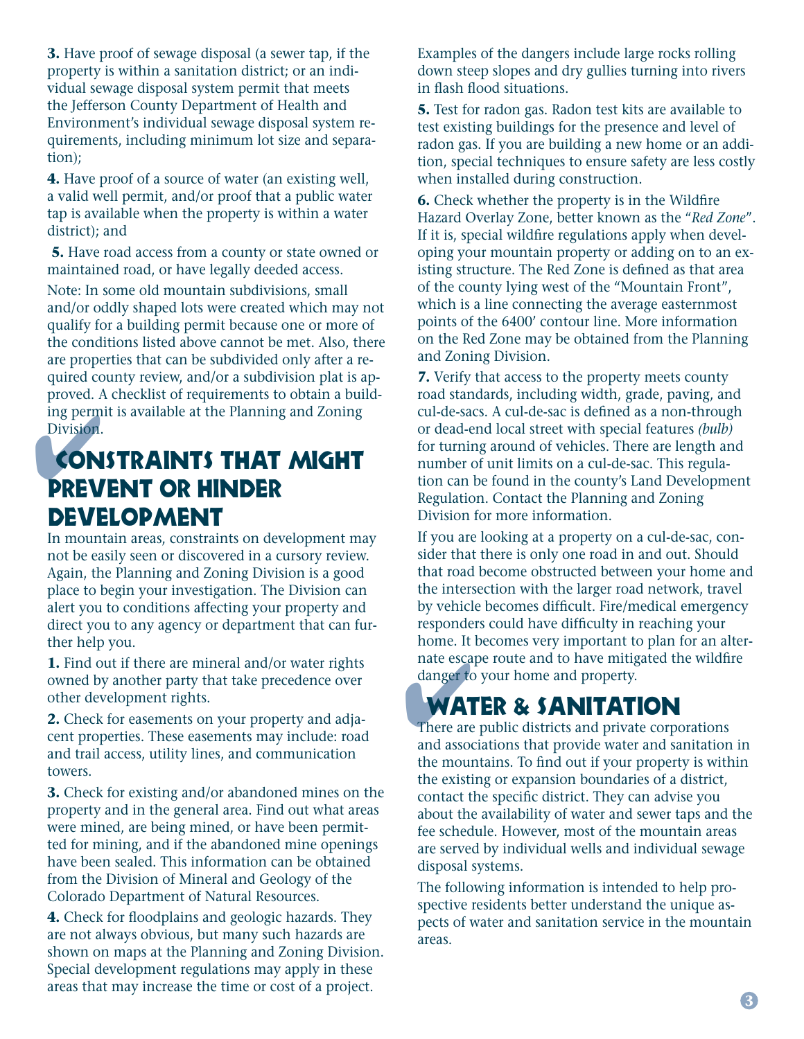**3.** Have proof of sewage disposal (a sewer tap, if the property is within a sanitation district; or an individual sewage disposal system permit that meets the Jefferson County Department of Health and Environment's individual sewage disposal system requirements, including minimum lot size and separation);

**4.** Have proof of a source of water (an existing well, a valid well permit, and/or proof that a public water tap is available when the property is within a water district); and

**5.** Have road access from a county or state owned or maintained road, or have legally deeded access.

Note: In some old mountain subdivisions, small and/or oddly shaped lots were created which may not qualify for a building permit because one or more of the conditions listed above cannot be met. Also, there are properties that can be subdivided only after a required county review, and/or a subdivision plat is approved. A checklist of requirements to obtain a building permit is available at the Planning and Zoning Division.

## Constraints That Might Prevent or Hinder Development

In mountain areas, constraints on development may not be easily seen or discovered in a cursory review. Again, the Planning and Zoning Division is a good place to begin your investigation. The Division can alert you to conditions affecting your property and direct you to any agency or department that can further help you.

**1.** Find out if there are mineral and/or water rights owned by another party that take precedence over other development rights.

**2.** Check for easements on your property and adjacent properties. These easements may include: road and trail access, utility lines, and communication towers.

**3.** Check for existing and/or abandoned mines on the property and in the general area. Find out what areas were mined, are being mined, or have been permitted for mining, and if the abandoned mine openings have been sealed. This information can be obtained from the Division of Mineral and Geology of the Colorado Department of Natural Resources.

**4.** Check for floodplains and geologic hazards. They are not always obvious, but many such hazards are shown on maps at the Planning and Zoning Division. Special development regulations may apply in these areas that may increase the time or cost of a project. Examples of the dangers include large rocks rolling down steep slopes and dry gullies turning into rivers in flash flood situations.

**5.** Test for radon gas. Radon test kits are available to test existing buildings for the presence and level of radon gas. If you are building a new home or an addition, special techniques to ensure safety are less costly when installed during construction.

**6.** Check whether the property is in the Wildfire Hazard Overlay Zone, better known as the "*Red Zone*". If it is, special wildfire regulations apply when developing your mountain property or adding on to an existing structure. The Red Zone is defined as that area of the county lying west of the "Mountain Front", which is a line connecting the average easternmost points of the 6400' contour line. More information on the Red Zone may be obtained from the Planning and Zoning Division.

**7.** Verify that access to the property meets county road standards, including width, grade, paving, and cul-de-sacs. A cul-de-sac is defined as a non-through or dead-end local street with special features *(bulb)* for turning around of vehicles. There are length and number of unit limits on a cul-de-sac. This regulation can be found in the county's Land Development Regulation. Contact the Planning and Zoning Division for more information.

If you are looking at a property on a cul-de-sac, consider that there is only one road in and out. Should that road become obstructed between your home and the intersection with the larger road network, travel by vehicle becomes difficult. Fire/medical emergency responders could have difficulty in reaching your home. It becomes very important to plan for an alternate escape route and to have mitigated the wildfire danger to your home and property.

## Water & Sanitation

There are public districts and private corporations and associations that provide water and sanitation in the mountains. To find out if your property is within the existing or expansion boundaries of a district, contact the specific district. They can advise you about the availability of water and sewer taps and the fee schedule. However, most of the mountain areas are served by individual wells and individual sewage disposal systems.

The following information is intended to help prospective residents better understand the unique aspects of water and sanitation service in the mountain areas.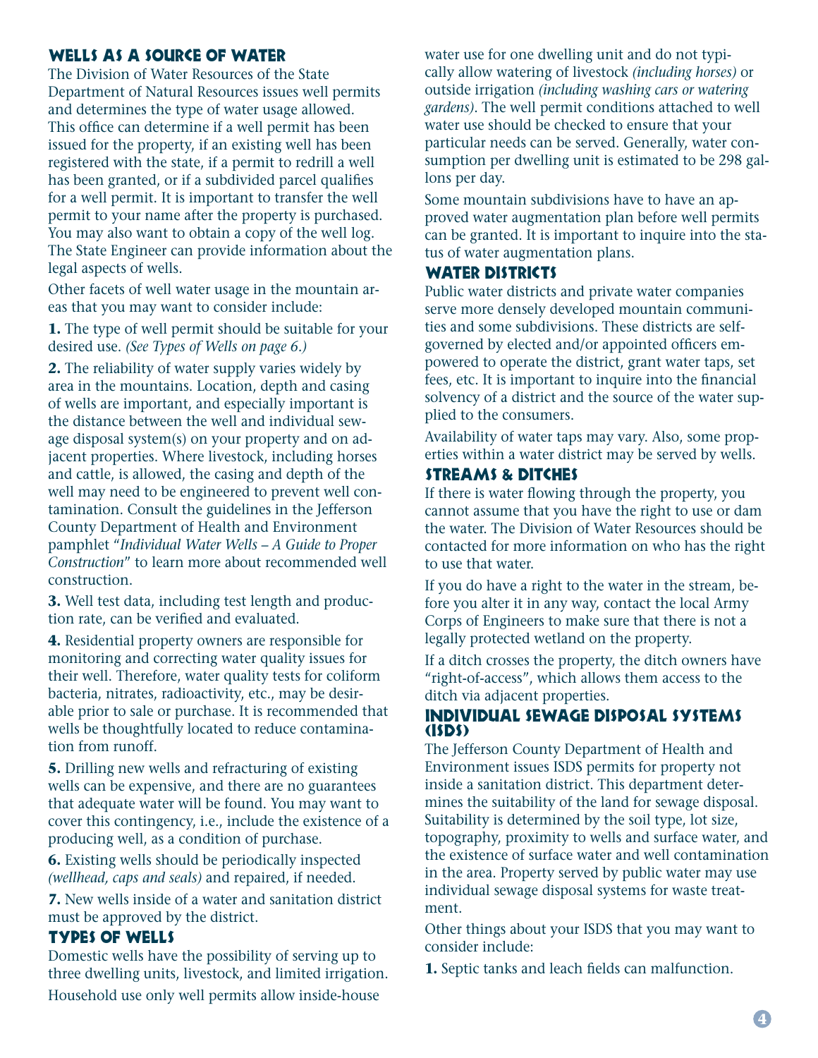## WELLS AS A SOURCE OF WATER

The Division of Water Resources of the State Department of Natural Resources issues well permits and determines the type of water usage allowed. This office can determine if a well permit has been issued for the property, if an existing well has been registered with the state, if a permit to redrill a well has been granted, or if a subdivided parcel qualifies for a well permit. It is important to transfer the well permit to your name after the property is purchased. You may also want to obtain a copy of the well log. The State Engineer can provide information about the legal aspects of wells.

Other facets of well water usage in the mountain areas that you may want to consider include:

**1.** The type of well permit should be suitable for your desired use. *(See Types of Wells on page 6.)*

**2.** The reliability of water supply varies widely by area in the mountains. Location, depth and casing of wells are important, and especially important is the distance between the well and individual sewage disposal system(s) on your property and on adjacent properties. Where livestock, including horses and cattle, is allowed, the casing and depth of the well may need to be engineered to prevent well contamination. Consult the guidelines in the Jefferson County Department of Health and Environment pamphlet "*Individual Water Wells – A Guide to Proper Construction*" to learn more about recommended well construction.

**3.** Well test data, including test length and production rate, can be verified and evaluated.

**4.** Residential property owners are responsible for monitoring and correcting water quality issues for their well. Therefore, water quality tests for coliform bacteria, nitrates, radioactivity, etc., may be desirable prior to sale or purchase. It is recommended that wells be thoughtfully located to reduce contamination from runoff.

**5.** Drilling new wells and refracturing of existing wells can be expensive, and there are no guarantees that adequate water will be found. You may want to cover this contingency, i.e., include the existence of a producing well, as a condition of purchase.

**6.** Existing wells should be periodically inspected *(wellhead, caps and seals)* and repaired, if needed.

**7.** New wells inside of a water and sanitation district must be approved by the district.

## TYPES OF WELLS

Domestic wells have the possibility of serving up to three dwelling units, livestock, and limited irrigation.

Household use only well permits allow inside-house water use for one dwelling unit and do not typically allow watering of livestock *(including horses)* or outside irrigation *(including washing cars or watering gardens)*. The well permit conditions attached to well water use should be checked to ensure that your particular needs can be served. Generally, water consumption per dwelling unit is estimated to be 298 gallons per day.

Some mountain subdivisions have to have an approved water augmentation plan before well permits can be granted. It is important to inquire into the status of water augmentation plans.

## WATER DISTRICTS

Public water districts and private water companies serve more densely developed mountain communities and some subdivisions. These districts are self-governed by elected and/or appointed officers empowered to operate the district, grant water taps, set fees, etc. It is important to inquire into the financial solvency of a district and the source of the water supplied to the consumers.

Availability of water taps may vary. Also, some properties within a water district may be served by wells.

## STREAMS & DITCHES

If there is water flowing through the property, you cannot assume that you have the right to use or dam the water. The Division of Water Resources should be contacted for more information on who has the right to use that water.

If you do have a right to the water in the stream, before you alter it in any way, contact the local Army Corps of Engineers to make sure that there is not a legally protected wetland on the property.

If a ditch crosses the property, the ditch owners have "right-of-access", which allows them access to the ditch via adjacent properties.

## INDIVIDUAL SEWAGE DISPOSAL SYSTEMS (ISDS)

The Jefferson County Department of Health and Environment issues ISDS permits for property not inside a sanitation district. This department determines the suitability of the land for sewage disposal. Suitability is determined by the soil type, lot size, topography, proximity to wells and surface water, and the existence of surface water and well contamination in the area. Property served by public water may use individual sewage disposal systems for waste treatment.

Other things about your ISDS that you may want to consider include:

**1.** Septic tanks and leach fields can malfunction.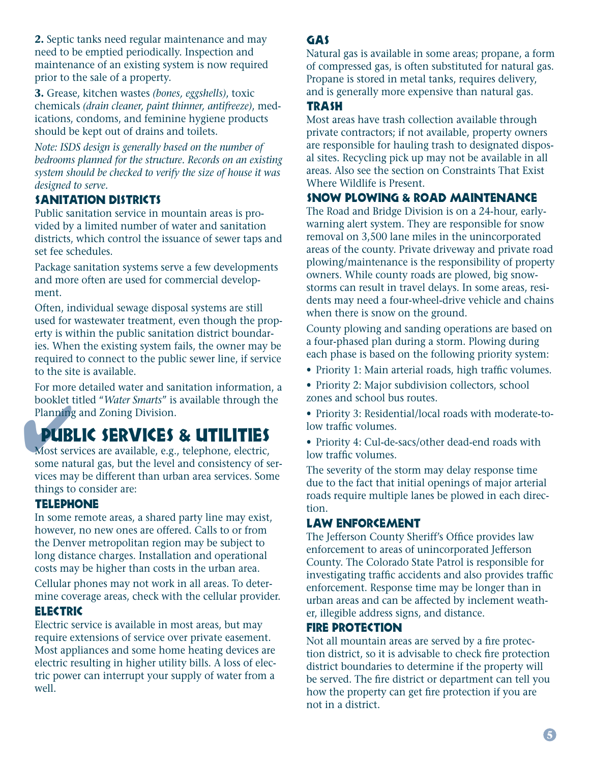**2.** Septic tanks need regular maintenance and may need to be emptied periodically. Inspection and maintenance of an existing system is now required prior to the sale of a property.

**3.** Grease, kitchen wastes *(bones, eggshells)*, toxic chemicals *(drain cleaner, paint thinner, antifreeze)*, medications, condoms, and feminine hygiene products should be kept out of drains and toilets.

*Note: ISDS design is generally based on the number of bedrooms planned for the structure. Records on an existing system should be checked to verify the size of house it was designed to serve.*

### SANITATION DISTRICTS

Public sanitation service in mountain areas is provided by a limited number of water and sanitation districts, which control the issuance of sewer taps and set fee schedules.

Package sanitation systems serve a few developments and more often are used for commercial development.

Often, individual sewage disposal systems are still used for wastewater treatment, even though the property is within the public sanitation district boundaries. When the existing system fails, the owner may be required to connect to the public sewer line, if service to the site is available.

For more detailed water and sanitation information, a booklet titled "*Water Smarts*" is available through the Planning and Zoning Division.

## PUBLIC SERVICES & UTILITIES

Most services are available, e.g., telephone, electric, some natural gas, but the level and consistency of services may be different than urban area services. Some things to consider are:

### TELEPHONE

In some remote areas, a shared party line may exist, however, no new ones are offered. Calls to or from the Denver metropolitan region may be subject to long distance charges. Installation and operational costs may be higher than costs in the urban area.

Cellular phones may not work in all areas. To determine coverage areas, check with the cellular provider.

### ELECTRIC

Electric service is available in most areas, but may require extensions of service over private easement. Most appliances and some home heating devices are electric resulting in higher utility bills. A loss of electric power can interrupt your supply of water from a well.

### GAS

Natural gas is available in some areas; propane, a form of compressed gas, is often substituted for natural gas. Propane is stored in metal tanks, requires delivery, and is generally more expensive than natural gas.

### TRASH

Most areas have trash collection available through private contractors; if not available, property owners are responsible for hauling trash to designated disposal sites. Recycling pick up may not be available in all areas. Also see the section on Constraints That Exist Where Wildlife is Present.

### SNOW PLOWING & ROAD MAINTENANCE

The Road and Bridge Division is on a 24-hour, early-warning alert system. They are responsible for snow removal on 3,500 lane miles in the unincorporated areas of the county. Private driveway and private road plowing/maintenance is the responsibility of property owners. While county roads are plowed, big snowstorms can result in travel delays. In some areas, residents may need a four-wheel-drive vehicle and chains when there is snow on the ground.

County plowing and sanding operations are based on a four-phased plan during a storm. Plowing during each phase is based on the following priority system:

- Priority 1: Main arterial roads, high traffic volumes.
- Priority 2: Major subdivision collectors, school zones and school bus routes.
- Priority 3: Residential/local roads with moderate-to-low traffic volumes.
- Priority 4: Cul-de-sacs/other dead-end roads with low traffic volumes.

The severity of the storm may delay response time due to the fact that initial openings of major arterial roads require multiple lanes be plowed in each direction.

### LAW ENFORCEMENT

The Jefferson County Sheriff's Office provides law enforcement to areas of unincorporated Jefferson County. The Colorado State Patrol is responsible for investigating traffic accidents and also provides traffic enforcement. Response time may be longer than in urban areas and can be affected by inclement weather, illegible address signs, and distance.

### FIRE PROTECTION

Not all mountain areas are served by a fire protection district, so it is advisable to check fire protection district boundaries to determine if the property will be served. The fire district or department can tell you how the property can get fire protection if you are not in a district.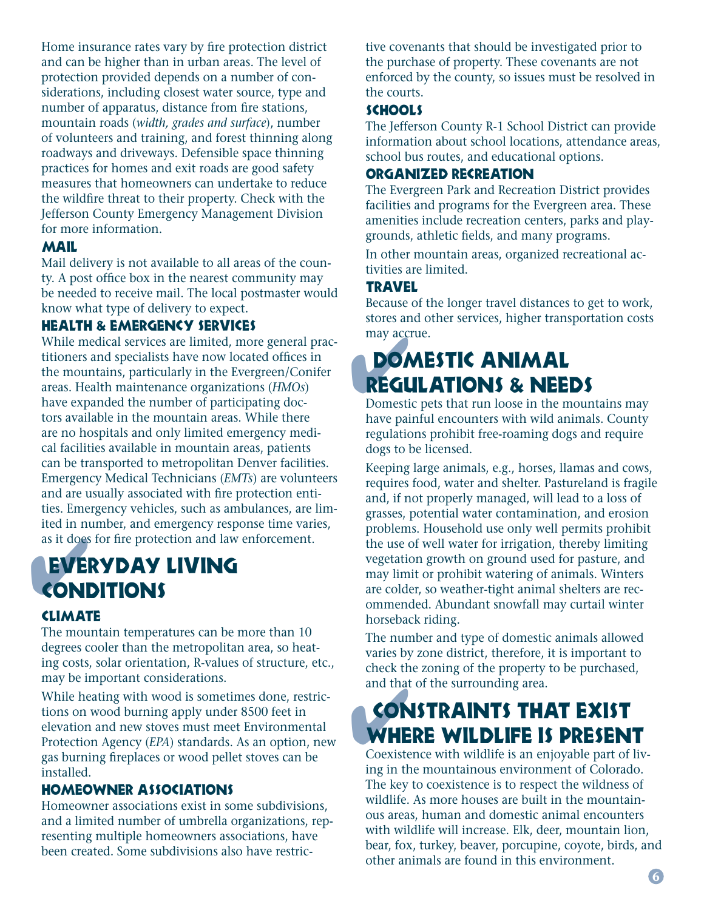Home insurance rates vary by fire protection district and can be higher than in urban areas. The level of protection provided depends on a number of considerations, including closest water source, type and number of apparatus, distance from fire stations, mountain roads (*width, grades and surface*), number of volunteers and training, and forest thinning along roadways and driveways. Defensible space thinning practices for homes and exit roads are good safety measures that homeowners can undertake to reduce the wildfire threat to their property. Check with the Jefferson County Emergency Management Division for more information.

### MAIL

Mail delivery is not available to all areas of the county. A post office box in the nearest community may be needed to receive mail. The local postmaster would know what type of delivery to expect.

### HEALTH & EMERGENCY SERVICES

While medical services are limited, more general practitioners and specialists have now located offices in the mountains, particularly in the Evergreen/Conifer areas. Health maintenance organizations (*HMOs*) have expanded the number of participating doctors available in the mountain areas. While there are no hospitals and only limited emergency medical facilities available in mountain areas, patients can be transported to metropolitan Denver facilities. Emergency Medical Technicians (*EMTs*) are volunteers and are usually associated with fire protection entities. Emergency vehicles, such as ambulances, are limited in number, and emergency response time varies, as it does for fire protection and law enforcement.

## EVERYDAY LIVING CONDITIONS

### CLIMATE

The mountain temperatures can be more than 10 degrees cooler than the metropolitan area, so heating costs, solar orientation, R-values of structure, etc., may be important considerations.

While heating with wood is sometimes done, restrictions on wood burning apply under 8500 feet in elevation and new stoves must meet Environmental Protection Agency (*EPA*) standards. As an option, new gas burning fireplaces or wood pellet stoves can be installed.

### HOMEOWNER ASSOCIATIONS

Homeowner associations exist in some subdivisions, and a limited number of umbrella organizations, representing multiple homeowners associations, have been created. Some subdivisions also have restrictive covenants that should be investigated prior to the purchase of property. These covenants are not enforced by the county, so issues must be resolved in the courts.

### SCHOOLS

The Jefferson County R-1 School District can provide information about school locations, attendance areas, school bus routes, and educational options.

### ORGANIZED RECREATION

The Evergreen Park and Recreation District provides facilities and programs for the Evergreen area. These amenities include recreation centers, parks and playgrounds, athletic fields, and many programs.

In other mountain areas, organized recreational activities are limited.

### TRAVEL

Because of the longer travel distances to get to work, stores and other services, higher transportation costs may accrue.

## DOMESTIC ANIMAL REGULATIONS & NEEDS

Domestic pets that run loose in the mountains may have painful encounters with wild animals. County regulations prohibit free-roaming dogs and require dogs to be licensed.

Keeping large animals, e.g., horses, llamas and cows, requires food, water and shelter. Pastureland is fragile and, if not properly managed, will lead to a loss of grasses, potential water contamination, and erosion problems. Household use only well permits prohibit the use of well water for irrigation, thereby limiting vegetation growth on ground used for pasture, and may limit or prohibit watering of animals. Winters are colder, so weather-tight animal shelters are recommended. Abundant snowfall may curtail winter horseback riding.

The number and type of domestic animals allowed varies by zone district, therefore, it is important to check the zoning of the property to be purchased, and that of the surrounding area.

## CONSTRAINTS THAT EXIST WHERE WILDLIFE IS PRESENT

Coexistence with wildlife is an enjoyable part of living in the mountainous environment of Colorado. The key to coexistence is to respect the wildness of wildlife. As more houses are built in the mountainous areas, human and domestic animal encounters with wildlife will increase. Elk, deer, mountain lion, bear, fox, turkey, beaver, porcupine, coyote, birds, and other animals are found in this environment.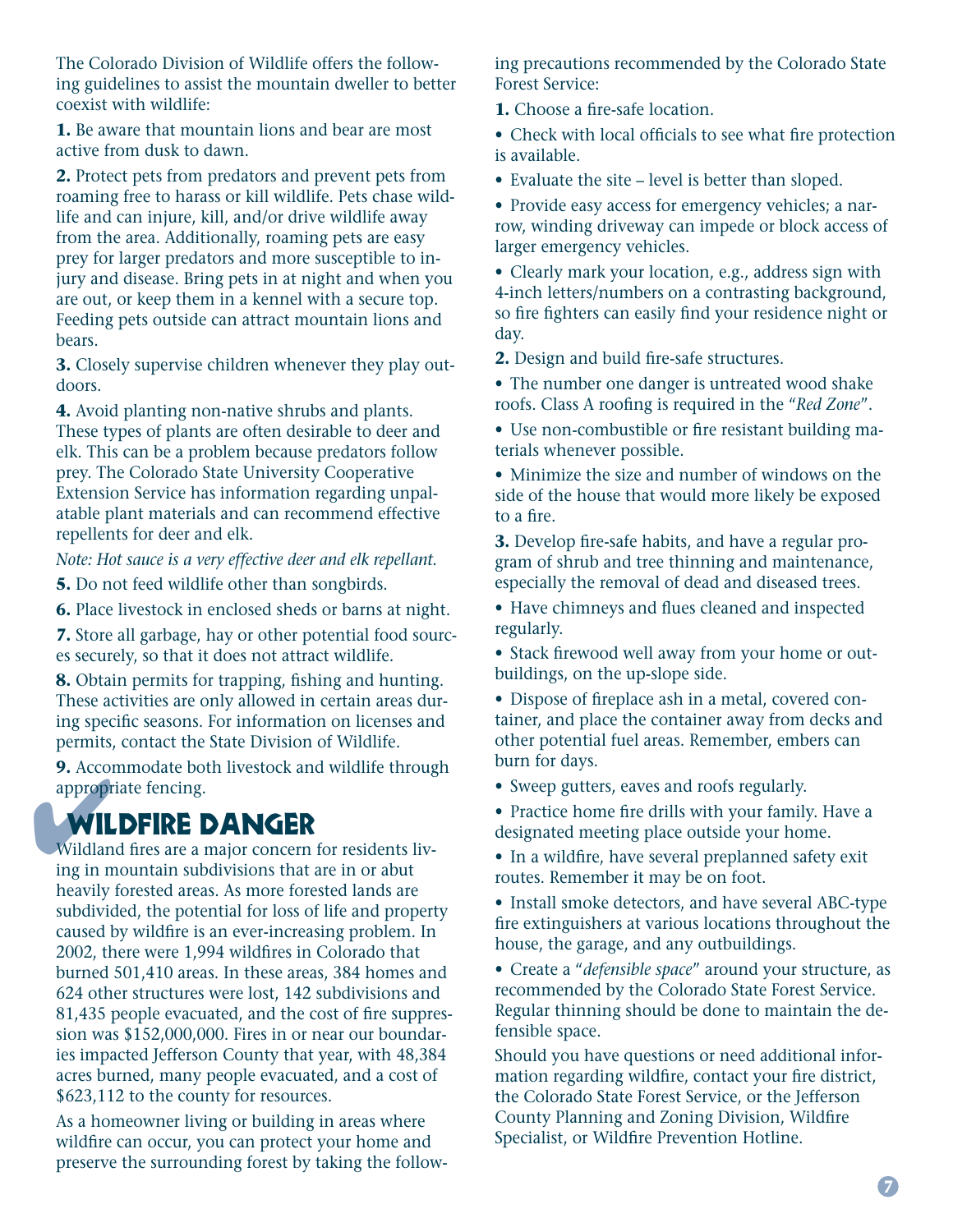The Colorado Division of Wildlife offers the following guidelines to assist the mountain dweller to better coexist with wildlife:

**1.** Be aware that mountain lions and bear are most active from dusk to dawn.

**2.** Protect pets from predators and prevent pets from roaming free to harass or kill wildlife. Pets chase wildlife and can injure, kill, and/or drive wildlife away from the area. Additionally, roaming pets are easy prey for larger predators and more susceptible to injury and disease. Bring pets in at night and when you are out, or keep them in a kennel with a secure top. Feeding pets outside can attract mountain lions and bears.

**3.** Closely supervise children whenever they play outdoors.

**4.** Avoid planting non-native shrubs and plants. These types of plants are often desirable to deer and elk. This can be a problem because predators follow prey. The Colorado State University Cooperative Extension Service has information regarding unpalatable plant materials and can recommend effective repellents for deer and elk.

*Note: Hot sauce is a very effective deer and elk repellant.*

**5.** Do not feed wildlife other than songbirds.

**6.** Place livestock in enclosed sheds or barns at night.

**7.** Store all garbage, hay or other potential food sources securely, so that it does not attract wildlife.

**8.** Obtain permits for trapping, fishing and hunting. These activities are only allowed in certain areas during specific seasons. For information on licenses and permits, contact the State Division of Wildlife.

**9.** Accommodate both livestock and wildlife through appropriate fencing.

## Wildfire Danger

Wildland fires are a major concern for residents living in mountain subdivisions that are in or abut heavily forested areas. As more forested lands are subdivided, the potential for loss of life and property caused by wildfire is an ever-increasing problem. In 2002, there were 1,994 wildfires in Colorado that burned 501,410 areas. In these areas, 384 homes and 624 other structures were lost, 142 subdivisions and 81,435 people evacuated, and the cost of fire suppression was $152,000,000. Fires in or near our boundaries impacted Jefferson County that year, with 48,384 acres burned, many people evacuated, and a cost of $623,112 to the county for resources.

As a homeowner living or building in areas where wildfire can occur, you can protect your home and preserve the surrounding forest by taking the following precautions recommended by the Colorado State Forest Service:

**1.** Choose a fire-safe location.

- Check with local officials to see what fire protection is available.
- Evaluate the site – level is better than sloped.
- Provide easy access for emergency vehicles; a narrow, winding driveway can impede or block access of larger emergency vehicles.
- Clearly mark your location, e.g., address sign with 4-inch letters/numbers on a contrasting background, so fire fighters can easily find your residence night or day.

**2.** Design and build fire-safe structures.

- The number one danger is untreated wood shake roofs. Class A roofing is required in the "*Red Zone*".
- Use non-combustible or fire resistant building materials whenever possible.
- Minimize the size and number of windows on the side of the house that would more likely be exposed to a fire.

**3.** Develop fire-safe habits, and have a regular program of shrub and tree thinning and maintenance, especially the removal of dead and diseased trees.

- Have chimneys and flues cleaned and inspected regularly.
- Stack firewood well away from your home or outbuildings, on the up-slope side.
- Dispose of fireplace ash in a metal, covered container, and place the container away from decks and other potential fuel areas. Remember, embers can burn for days.
- Sweep gutters, eaves and roofs regularly.
- Practice home fire drills with your family. Have a designated meeting place outside your home.
- In a wildfire, have several preplanned safety exit routes. Remember it may be on foot.
- Install smoke detectors, and have several ABC-type fire extinguishers at various locations throughout the house, the garage, and any outbuildings.
- Create a "*defensible space*" around your structure, as recommended by the Colorado State Forest Service. Regular thinning should be done to maintain the defensible space.

Should you have questions or need additional information regarding wildfire, contact your fire district, the Colorado State Forest Service, or the Jefferson County Planning and Zoning Division, Wildfire Specialist, or Wildfire Prevention Hotline.